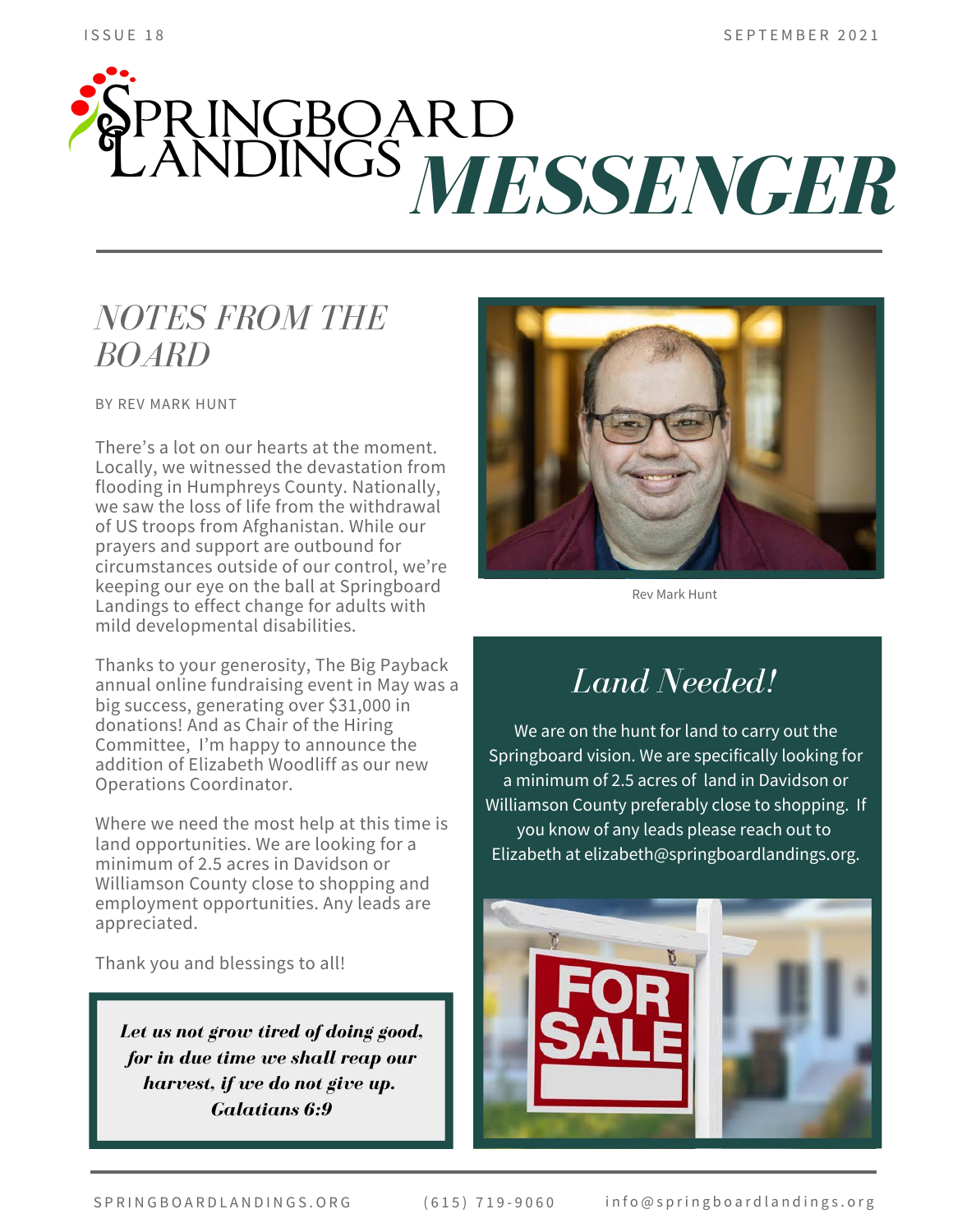# Springboard Landings MESSENGER

ISSUE 18 — SEPTEMBER 2021

## NOTES FROM THE BOARD

BY REV MARK HUNT

There's a lot on our hearts at the moment. Locally, we witnessed the devastation from flooding in Humphreys County. Nationally, we saw the loss of life from the withdrawal of US troops from Afghanistan. While our prayers and support are outbound for circumstances outside of our control, we're keeping our eye on the ball at Springboard Landings to effect change for adults with mild developmental disabilities.

Thanks to your generosity, The Big Payback annual online fundraising event in May was a big success, generating over $31,000 in donations! And as Chair of the Hiring Committee, I'm happy to announce the addition of Elizabeth Woodliff as our new Operations Coordinator.

Where we need the most help at this time is land opportunities. We are looking for a minimum of 2.5 acres in Davidson or Williamson County close to shopping and employment opportunities. Any leads are appreciated.

Thank you and blessings to all!

> ***Let us not grow tired of doing good, for in due time we shall reap our harvest, if we do not give up. Galatians 6:9***

Rev Mark Hunt

## *Land Needed!*

We are on the hunt for land to carry out the Springboard vision. We are specifically looking for a minimum of 2.5 acres of land in Davidson or Williamson County preferably close to shopping. If you know of any leads please reach out to Elizabeth at elizabeth@springboardlandings.org.

SPRINGBOARDLANDINGS.ORG | (615) 719-9060 | info@springboardlandings.org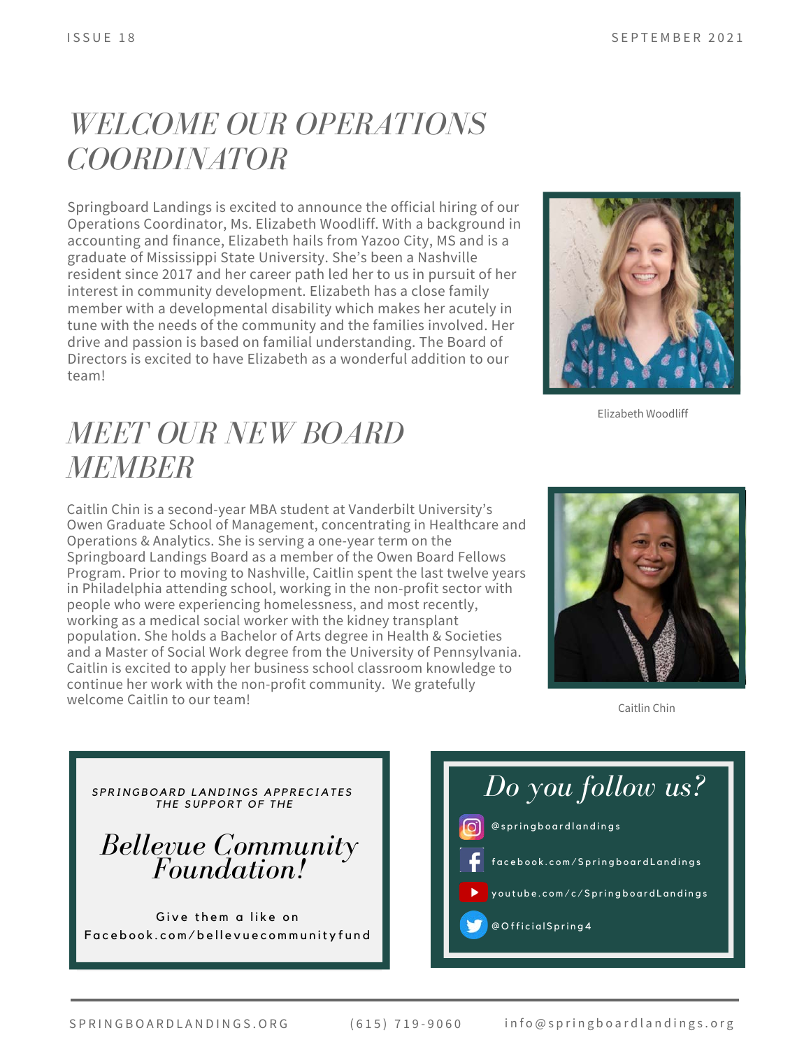# WELCOME OUR OPERATIONS COORDINATOR

Springboard Landings is excited to announce the official hiring of our Operations Coordinator, Ms. Elizabeth Woodliff. With a background in accounting and finance, Elizabeth hails from Yazoo City, MS and is a graduate of Mississippi State University. She's been a Nashville resident since 2017 and her career path led her to us in pursuit of her interest in community development. Elizabeth has a close family member with a developmental disability which makes her acutely in tune with the needs of the community and the families involved. Her drive and passion is based on familial understanding. The Board of Directors is excited to have Elizabeth as a wonderful addition to our team!

Elizabeth Woodliff

# MEET OUR NEW BOARD MEMBER

Caitlin Chin is a second-year MBA student at Vanderbilt University's Owen Graduate School of Management, concentrating in Healthcare and Operations & Analytics. She is serving a one-year term on the Springboard Landings Board as a member of the Owen Board Fellows Program. Prior to moving to Nashville, Caitlin spent the last twelve years in Philadelphia attending school, working in the non-profit sector with people who were experiencing homelessness, and most recently, working as a medical social worker with the kidney transplant population. She holds a Bachelor of Arts degree in Health & Societies and a Master of Social Work degree from the University of Pennsylvania. Caitlin is excited to apply her business school classroom knowledge to continue her work with the non-profit community. We gratefully welcome Caitlin to our team!

Caitlin Chin

*SPRINGBOARD LANDINGS APPRECIATES THE SUPPORT OF THE*

## *Bellevue Community Foundation!*

Give them a like on Facebook.com/bellevuecommunityfund

## *Do you follow us?*

- Instagram: @springboardlandings
- facebook.com/SpringboardLandings
- youtube.com/c/SpringboardLandings
- Twitter: @OfficialSpring4

SPRINGBOARDLANDINGS.ORG (615) 719-9060 info@springboardlandings.org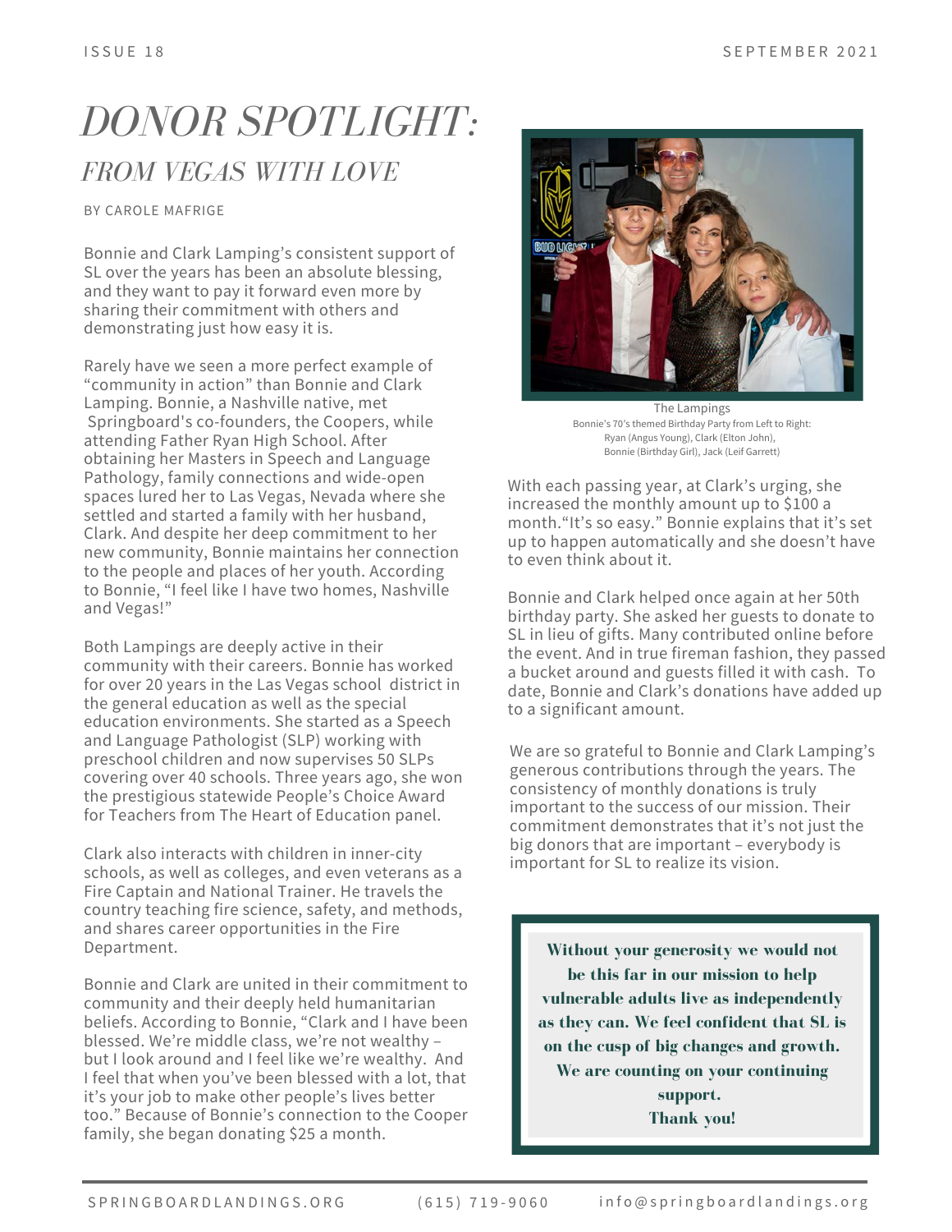# DONOR SPOTLIGHT:

## FROM VEGAS WITH LOVE

BY CAROLE MAFRIGE

Bonnie and Clark Lamping's consistent support of SL over the years has been an absolute blessing, and they want to pay it forward even more by sharing their commitment with others and demonstrating just how easy it is.

Rarely have we seen a more perfect example of "community in action" than Bonnie and Clark Lamping. Bonnie, a Nashville native, met Springboard's co-founders, the Coopers, while attending Father Ryan High School. After obtaining her Masters in Speech and Language Pathology, family connections and wide-open spaces lured her to Las Vegas, Nevada where she settled and started a family with her husband, Clark. And despite her deep commitment to her new community, Bonnie maintains her connection to the people and places of her youth. According to Bonnie, "I feel like I have two homes, Nashville and Vegas!"

Both Lampings are deeply active in their community with their careers. Bonnie has worked for over 20 years in the Las Vegas school district in the general education as well as the special education environments. She started as a Speech and Language Pathologist (SLP) working with preschool children and now supervises 50 SLPs covering over 40 schools. Three years ago, she won the prestigious statewide People's Choice Award for Teachers from The Heart of Education panel.

Clark also interacts with children in inner-city schools, as well as colleges, and even veterans as a Fire Captain and National Trainer. He travels the country teaching fire science, safety, and methods, and shares career opportunities in the Fire Department.

Bonnie and Clark are united in their commitment to community and their deeply held humanitarian beliefs. According to Bonnie, "Clark and I have been blessed. We're middle class, we're not wealthy – but I look around and I feel like we're wealthy. And I feel that when you've been blessed with a lot, that it's your job to make other people's lives better too." Because of Bonnie's connection to the Cooper family, she began donating $25 a month.

The Lampings
Bonnie's 70's themed Birthday Party from Left to Right:
Ryan (Angus Young), Clark (Elton John),
Bonnie (Birthday Girl), Jack (Leif Garrett)

With each passing year, at Clark's urging, she increased the monthly amount up to $100 a month."It's so easy." Bonnie explains that it's set up to happen automatically and she doesn't have to even think about it.

Bonnie and Clark helped once again at her 50th birthday party. She asked her guests to donate to SL in lieu of gifts. Many contributed online before the event. And in true fireman fashion, they passed a bucket around and guests filled it with cash. To date, Bonnie and Clark's donations have added up to a significant amount.

We are so grateful to Bonnie and Clark Lamping's generous contributions through the years. The consistency of monthly donations is truly important to the success of our mission. Their commitment demonstrates that it's not just the big donors that are important – everybody is important for SL to realize its vision.

**Without your generosity we would not be this far in our mission to help vulnerable adults live as independently as they can. We feel confident that SL is on the cusp of big changes and growth. We are counting on your continuing support.**
**Thank you!**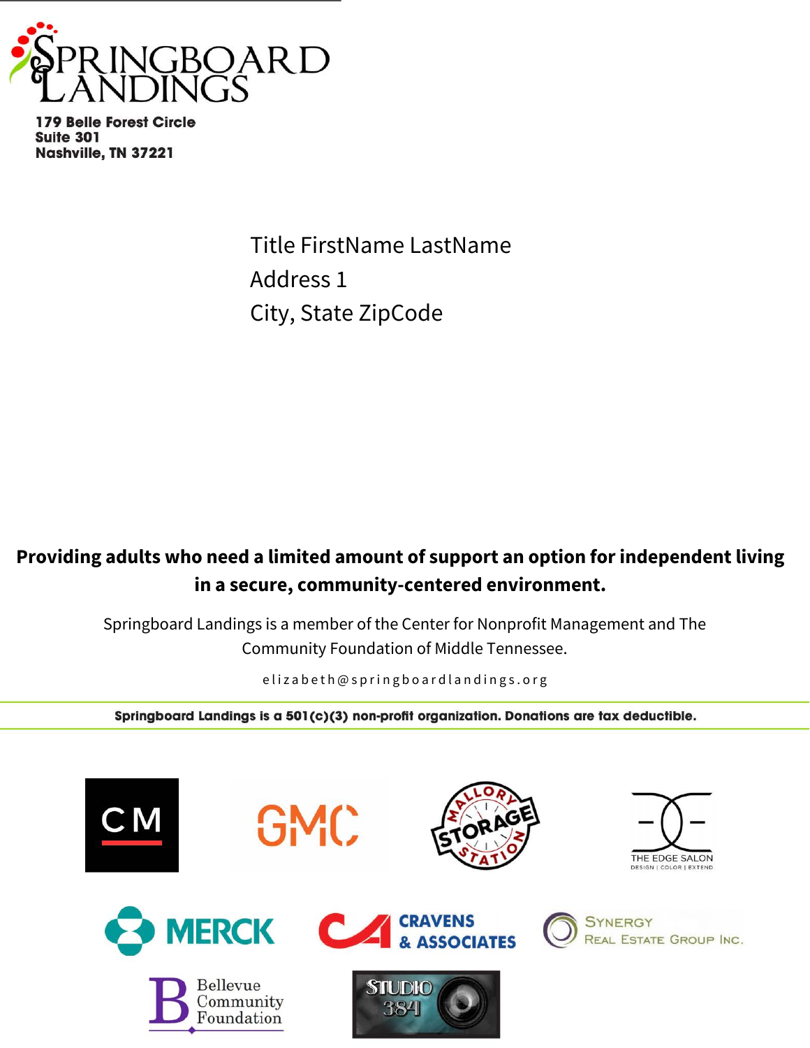SPRINGBOARD LANDINGS

179 Belle Forest Circle
Suite 301
Nashville, TN 37221

Title FirstName LastName
Address 1
City, State ZipCode

**Providing adults who need a limited amount of support an option for independent living in a secure, community-centered environment.**

Springboard Landings is a member of the Center for Nonprofit Management and The Community Foundation of Middle Tennessee.

elizabeth@springboardlandings.org

**Springboard Landings is a 501(c)(3) non-profit organization. Donations are tax deductible.**

CM

GMC

MALLORY STORAGE STATION

THE EDGE SALON
DESIGN | COLOR | EXTEND

MERCK

CRAVENS & ASSOCIATES

SYNERGY REAL ESTATE GROUP INC.

Bellevue Community Foundation

STUDIO 384